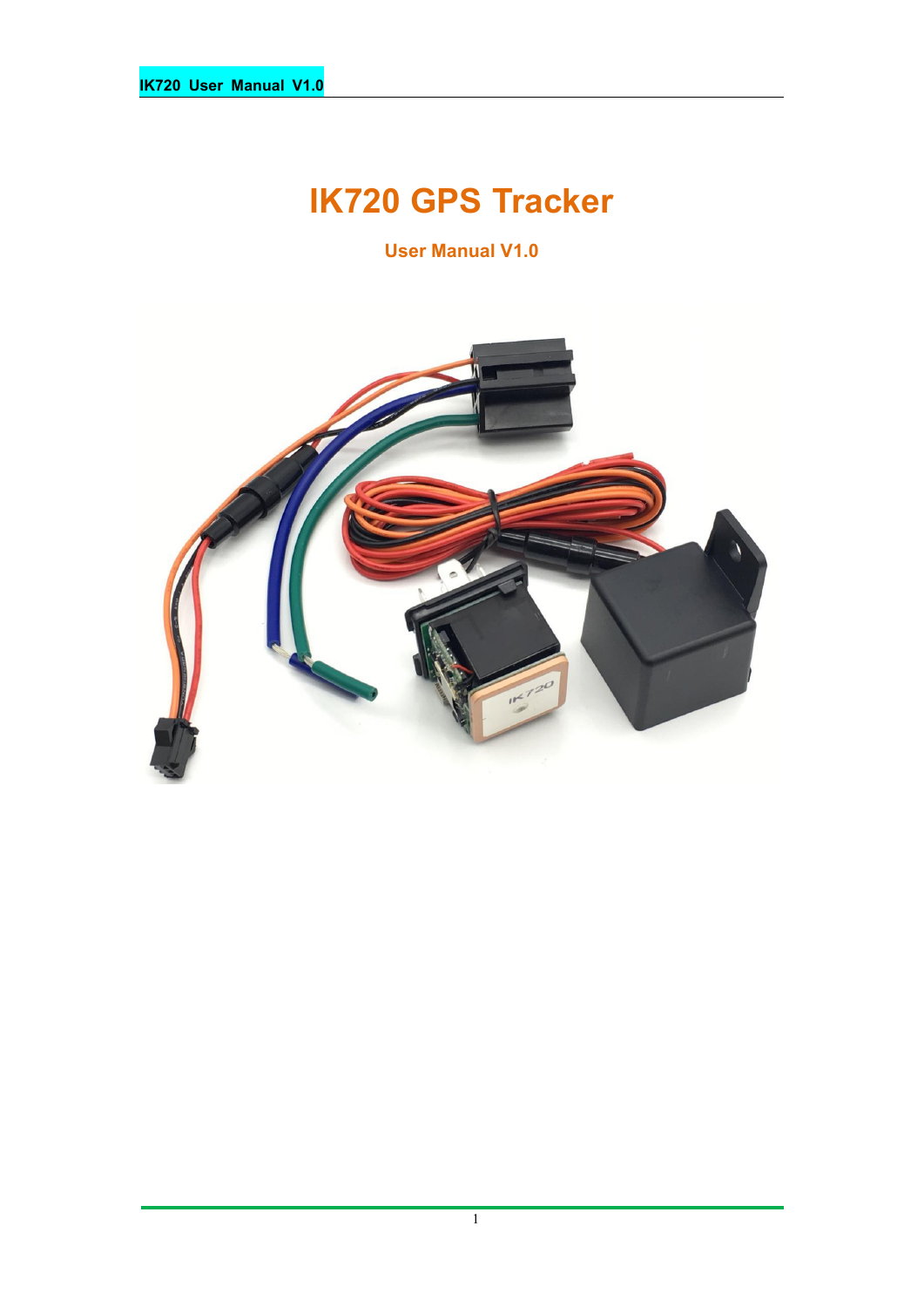# IK720 GPS Tracker

## User Manual V1.0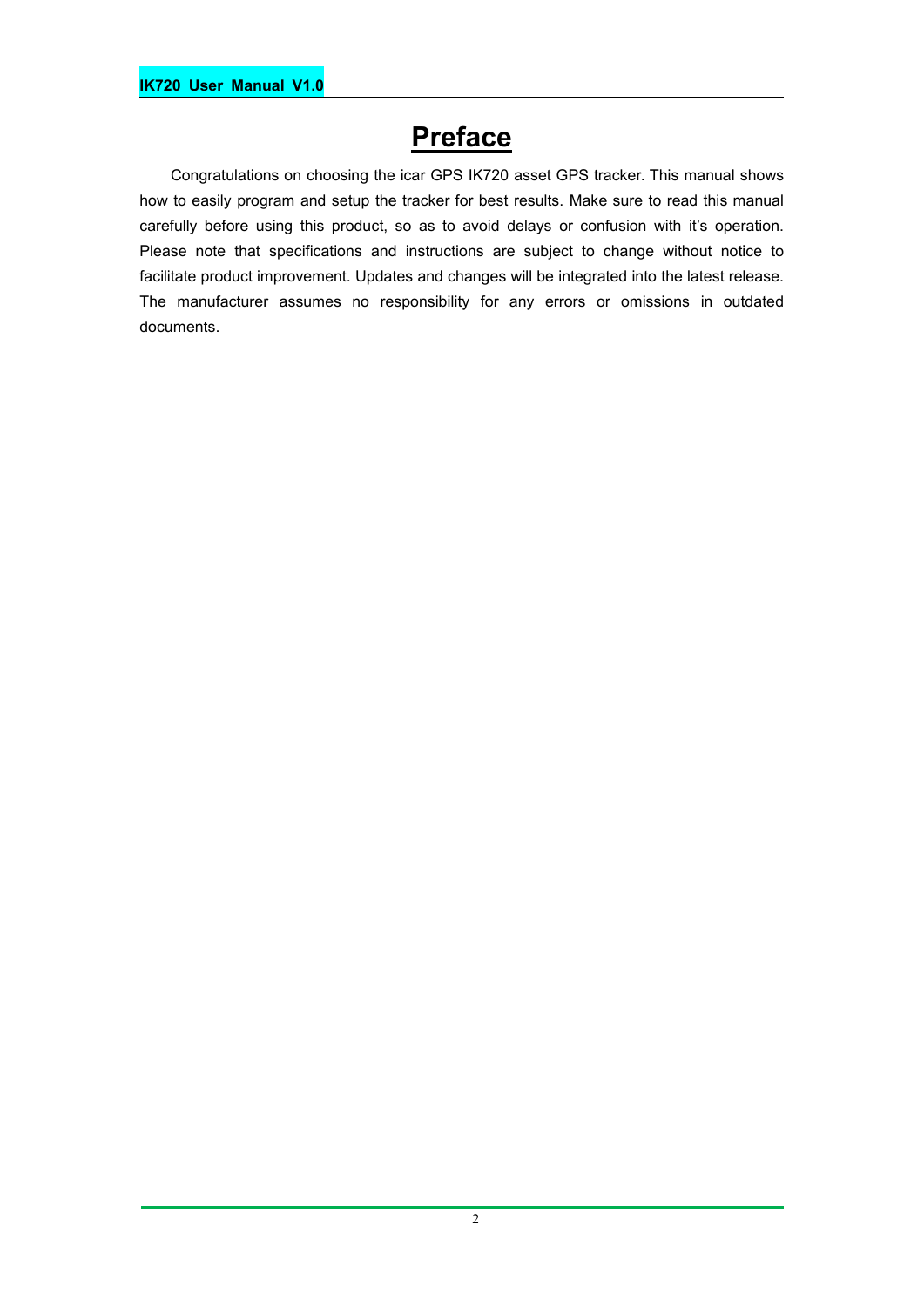# Preface

Congratulations on choosing the icar GPS IK720 asset GPS tracker. This manual shows how to easily program and setup the tracker for best results. Make sure to read this manual carefully before using this product, so as to avoid delays or confusion with it's operation. Please note that specifications and instructions are subject to change without notice to facilitate product improvement. Updates and changes will be integrated into the latest release. The manufacturer assumes no responsibility for any errors or omissions in outdated documents.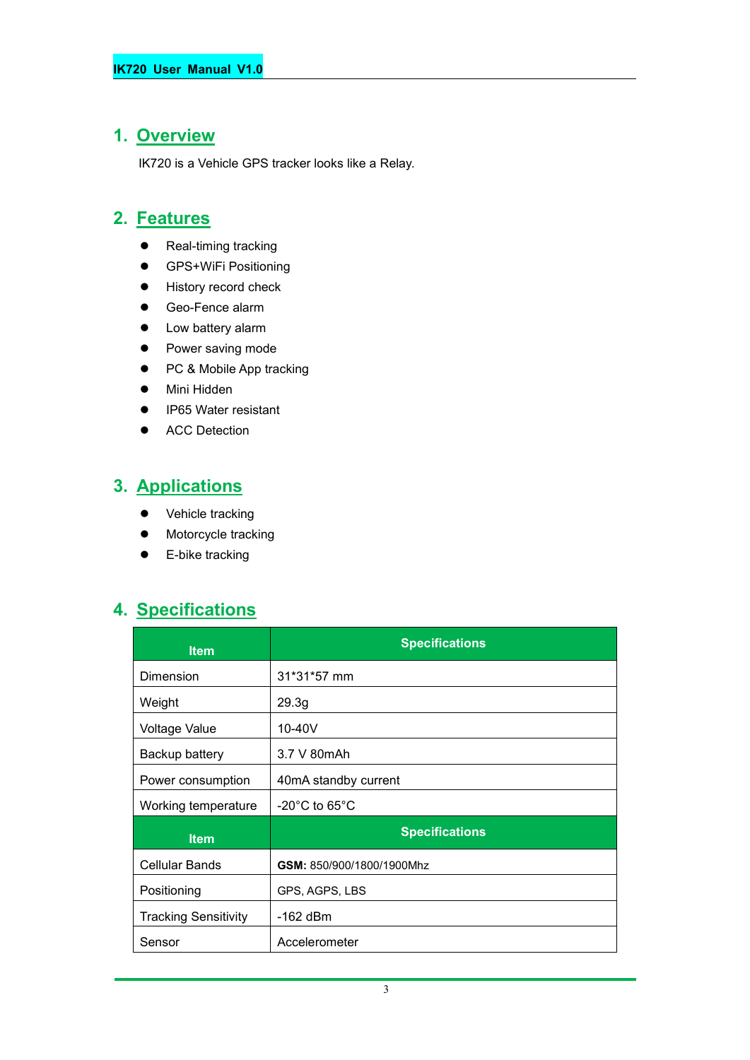## 1. Overview

IK720 is a Vehicle GPS tracker looks like a Relay.

## 2. Features

- Real-timing tracking
- GPS+WiFi Positioning
- History record check
- Geo-Fence alarm
- Low battery alarm
- Power saving mode
- PC & Mobile App tracking
- Mini Hidden
- IP65 Water resistant
- ACC Detection

## 3. Applications

- Vehicle tracking
- Motorcycle tracking
- E-bike tracking

## 4. Specifications

| Item | Specifications |
|---|---|
| Dimension | 31*31*57 mm |
| Weight | 29.3g |
| Voltage Value | 10-40V |
| Backup battery | 3.7 V 80mAh |
| Power consumption | 40mA standby current |
| Working temperature | -20°C to 65°C |
| **Item** | **Specifications** |
| Cellular Bands | **GSM:** 850/900/1800/1900Mhz |
| Positioning | GPS, AGPS, LBS |
| Tracking Sensitivity | -162 dBm |
| Sensor | Accelerometer |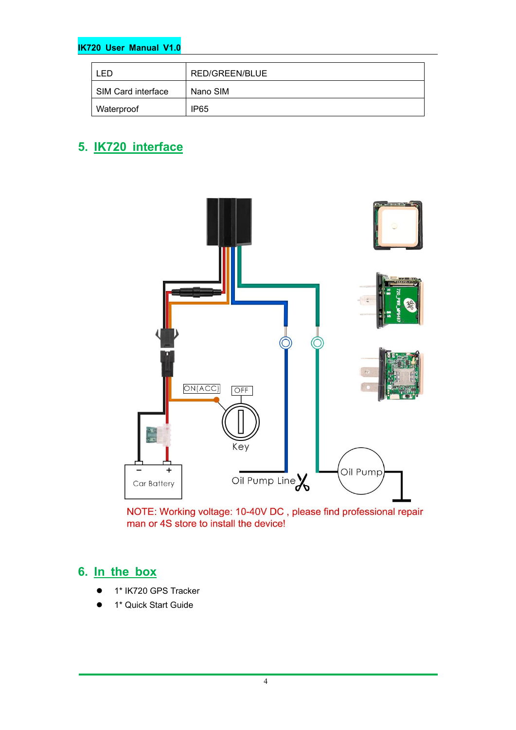| LED | RED/GREEN/BLUE |
| --- | --- |
| SIM Card interface | Nano SIM |
| Waterproof | IP65 |

## 5. IK720 interface

NOTE: Working voltage: 10-40V DC , please find professional repair man or 4S store to install the device!

## 6. In the box

- 1* IK720 GPS Tracker
- 1* Quick Start Guide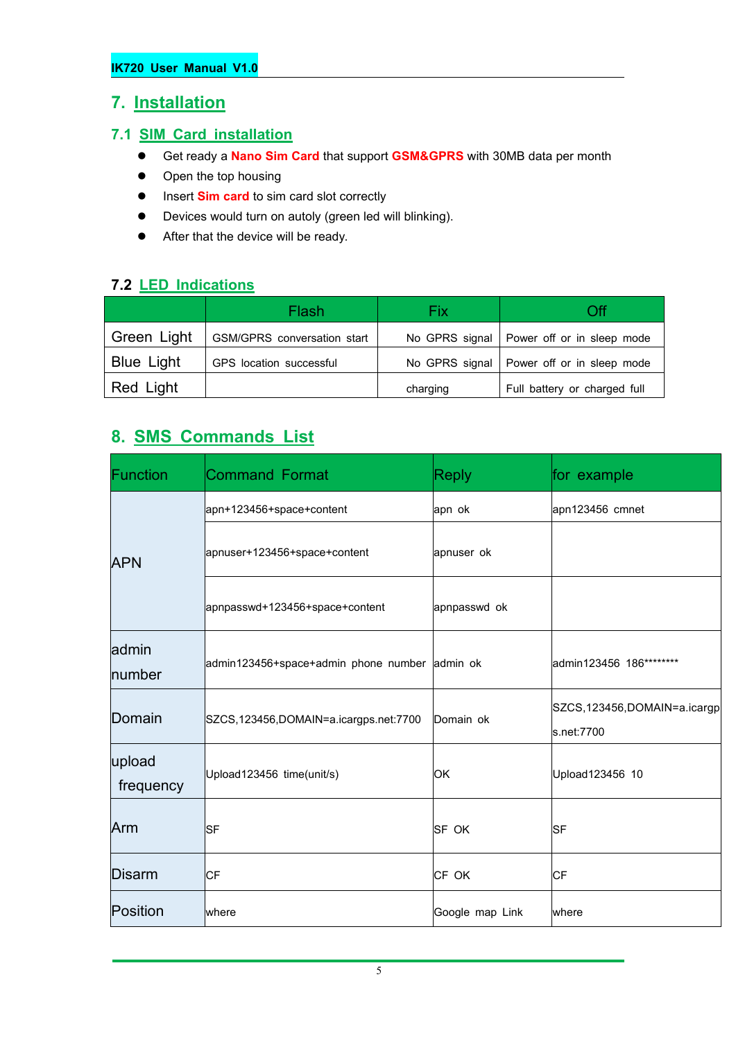## 7. Installation

### 7.1 SIM Card installation

- Get ready a **Nano Sim Card** that support **GSM&GPRS** with 30MB data per month
- Open the top housing
- Insert **Sim card** to sim card slot correctly
- Devices would turn on autoly (green led will blinking).
- After that the device will be ready.

### 7.2 LED Indications

| | Flash | Fix | Off |
|---|---|---|---|
| Green Light | GSM/GPRS conversation start | No GPRS signal | Power off or in sleep mode |
| Blue Light | GPS location successful | No GPRS signal | Power off or in sleep mode |
| Red Light | | charging | Full battery or charged full |

## 8. SMS Commands List

| Function | Command Format | Reply | for example |
|---|---|---|---|
| APN | apn+123456+space+content | apn ok | apn123456 cmnet |
| | apnuser+123456+space+content | apnuser ok | |
| | apnpasswd+123456+space+content | apnpasswd ok | |
| admin number | admin123456+space+admin phone number | admin ok | admin123456 186******** |
| Domain | SZCS,123456,DOMAIN=a.icargps.net:7700 | Domain ok | SZCS,123456,DOMAIN=a.icargps.net:7700 |
| upload frequency | Upload123456 time(unit/s) | OK | Upload123456 10 |
| Arm | SF | SF OK | SF |
| Disarm | CF | CF OK | CF |
| Position | where | Google map Link | where |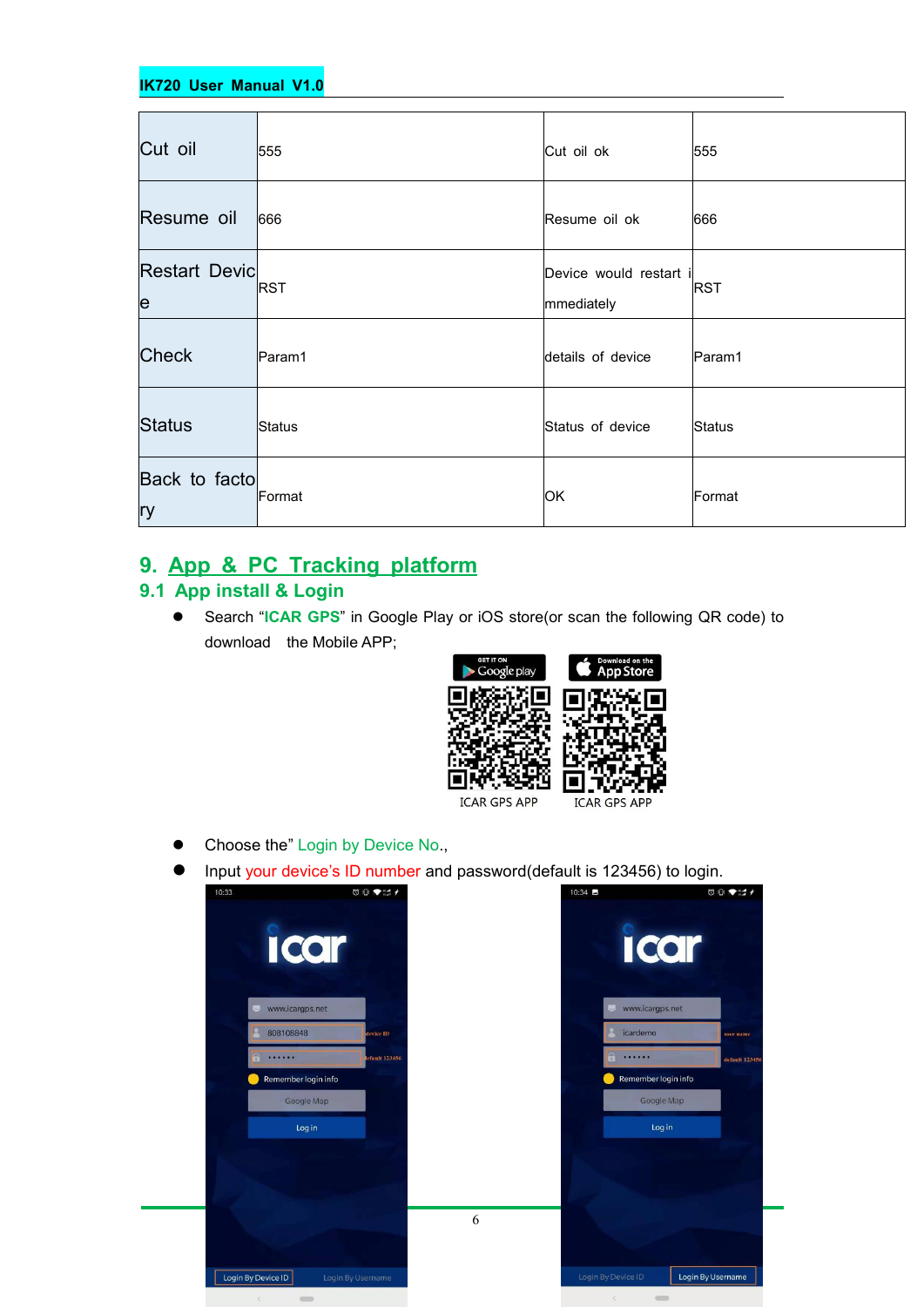| Cut oil | 555 | Cut oil ok | 555 |
|---|---|---|---|
| Resume oil | 666 | Resume oil ok | 666 |
| Restart Device | RST | Device would restart immediately | RST |
| Check | Param1 | details of device | Param1 |
| Status | Status | Status of device | Status |
| Back to factory | Format | OK | Format |

# 9. App & PC Tracking platform

## 9.1 App install & Login

- Search "ICAR GPS" in Google Play or iOS store(or scan the following QR code) to download the Mobile APP;

ICAR GPS APP ICAR GPS APP

- Choose the" Login by Device No.,
- Input your device's ID number and password(default is 123456) to login.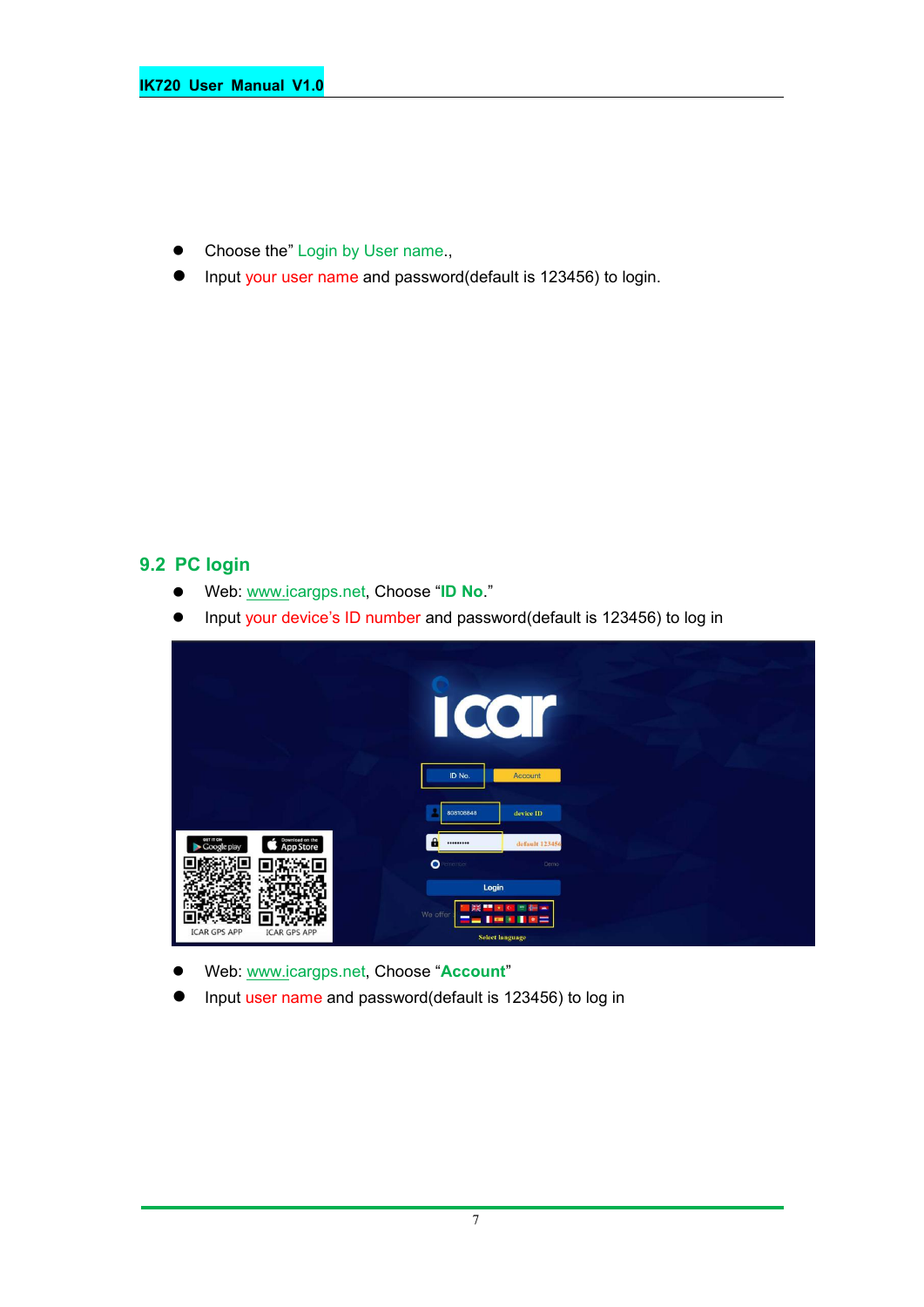- Choose the" Login by User name.,
- Input your user name and password(default is 123456) to login.

## 9.2 PC login

- Web: www.icargps.net, Choose "**ID No.**"
- Input your device's ID number and password(default is 123456) to log in

- Web: www.icargps.net, Choose "**Account**"
- Input user name and password(default is 123456) to log in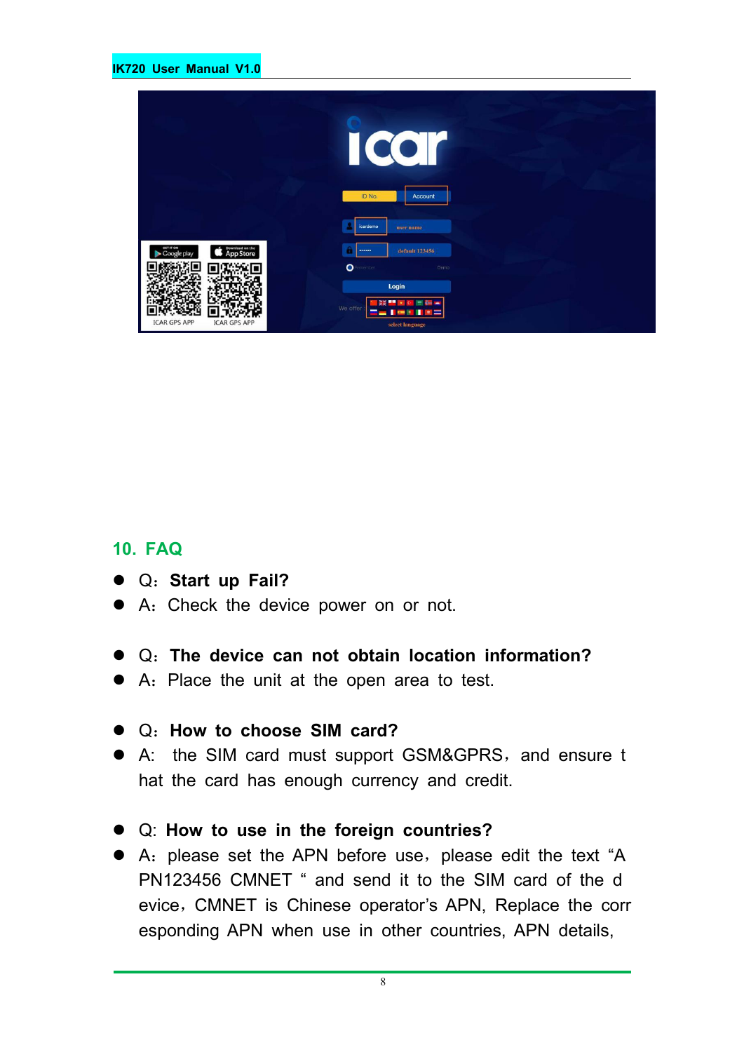## 10. FAQ

- Q：**Start up Fail?**
- A：Check the device power on or not.

- Q：**The device can not obtain location information?**
- A：Place the unit at the open area to test.

- Q：**How to choose SIM card?**
- A: the SIM card must support GSM&GPRS，and ensure that the card has enough currency and credit.

- Q: **How to use in the foreign countries?**
- A：please set the APN before use，please edit the text “APN123456 CMNET “ and send it to the SIM card of the device，CMNET is Chinese operator’s APN, Replace the corresponding APN when use in other countries, APN details,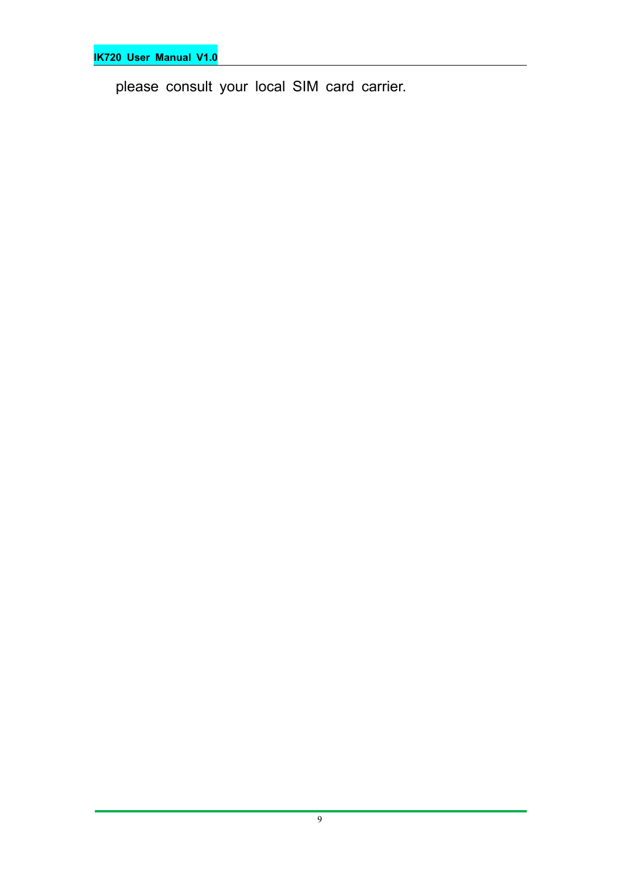please consult your local SIM card carrier.